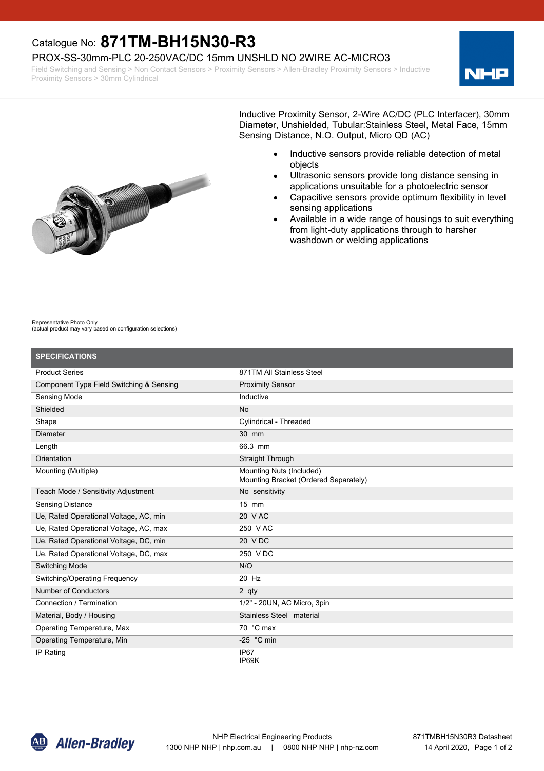Catalogue No: **871TM-BH15N30-R3**

PROX-SS-30mm-PLC 20-250VAC/DC 15mm UNSHLD NO 2WIRE AC-MICRO3

Field Switching and Sensing > Non Contact Sensors > Proximity Sensors > Allen-Bradley Proximity Sensors > Inductive Proximity Sensors > 30mm Cylindrical

Inductive Proximity Sensor, 2-Wire AC/DC (PLC Interfacer), 30mm Diameter, Unshielded, Tubular:Stainless Steel, Metal Face, 15mm Sensing Distance, N.O. Output, Micro QD (AC)

- Inductive sensors provide reliable detection of metal objects
- Ultrasonic sensors provide long distance sensing in applications unsuitable for a photoelectric sensor
- Capacitive sensors provide optimum flexibility in level sensing applications
- Available in a wide range of housings to suit everything from light-duty applications through to harsher washdown or welding applications

Representative Photo Only
(actual product may vary based on configuration selections)

| SPECIFICATIONS | |
|---|---|
| Product Series | 871TM All Stainless Steel |
| Component Type Field Switching & Sensing | Proximity Sensor |
| Sensing Mode | Inductive |
| Shielded | No |
| Shape | Cylindrical - Threaded |
| Diameter | 30 mm |
| Length | 66.3 mm |
| Orientation | Straight Through |
| Mounting (Multiple) | Mounting Nuts (Included)<br>Mounting Bracket (Ordered Separately) |
| Teach Mode / Sensitivity Adjustment | No sensitivity |
| Sensing Distance | 15 mm |
| Ue, Rated Operational Voltage, AC, min | 20 V AC |
| Ue, Rated Operational Voltage, AC, max | 250 V AC |
| Ue, Rated Operational Voltage, DC, min | 20 V DC |
| Ue, Rated Operational Voltage, DC, max | 250 V DC |
| Switching Mode | N/O |
| Switching/Operating Frequency | 20 Hz |
| Number of Conductors | 2 qty |
| Connection / Termination | 1/2" - 20UN, AC Micro, 3pin |
| Material, Body / Housing | Stainless Steel material |
| Operating Temperature, Max | 70 °C max |
| Operating Temperature, Min | -25 °C min |
| IP Rating | IP67<br>IP69K |

NHP Electrical Engineering Products
1300 NHP NHP | nhp.com.au | 0800 NHP NHP | nhp-nz.com

871TMBH15N30R3 Datasheet
14 April 2020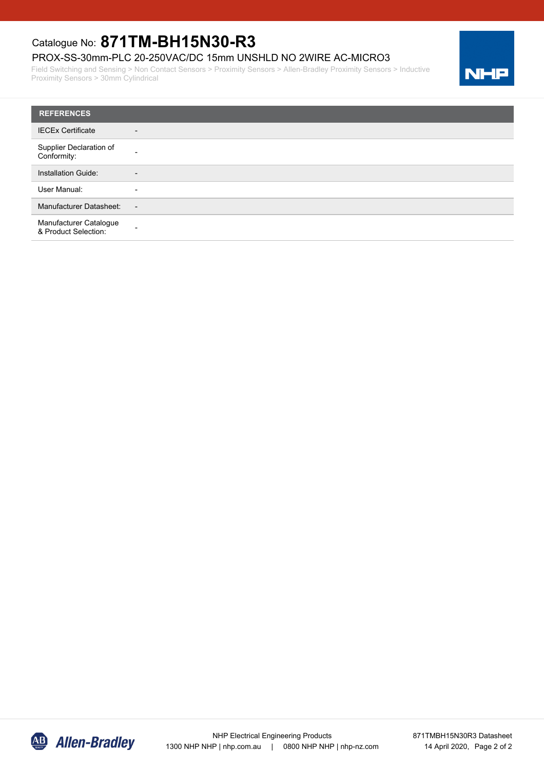Catalogue No: **871TM-BH15N30-R3**

PROX-SS-30mm-PLC 20-250VAC/DC 15mm UNSHLD NO 2WIRE AC-MICRO3

Field Switching and Sensing > Non Contact Sensors > Proximity Sensors > Allen-Bradley Proximity Sensors > Inductive Proximity Sensors > 30mm Cylindrical

| REFERENCES | |
|---|---|
| IECEx Certificate | - |
| Supplier Declaration of Conformity: | - |
| Installation Guide: | - |
| User Manual: | - |
| Manufacturer Datasheet: | - |
| Manufacturer Catalogue & Product Selection: | - |